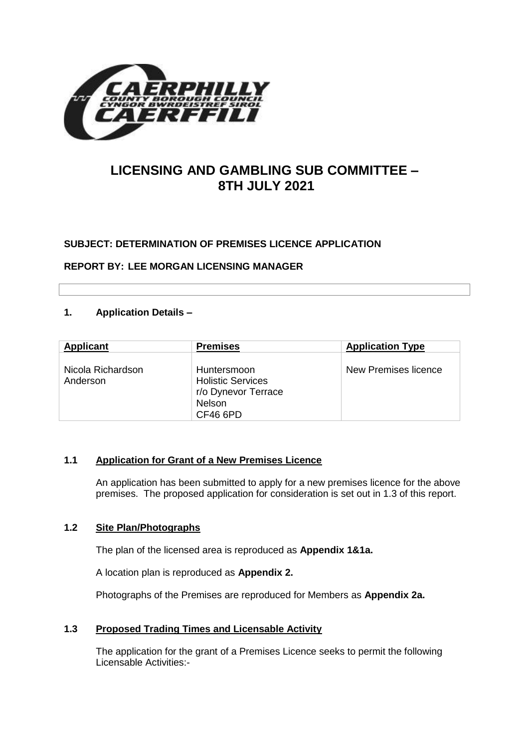# LICENSING AND GAMBLING SUB COMMITTEE – 8TH JULY 2021

**SUBJECT: DETERMINATION OF PREMISES LICENCE APPLICATION**

**REPORT BY: LEE MORGAN LICENSING MANAGER**

## 1. Application Details –

| Applicant | Premises | Application Type |
|---|---|---|
| Nicola Richardson Anderson | Huntersmoon Holistic Services r/o Dynevor Terrace Nelson CF46 6PD | New Premises licence |

### 1.1 Application for Grant of a New Premises Licence

An application has been submitted to apply for a new premises licence for the above premises. The proposed application for consideration is set out in 1.3 of this report.

### 1.2 Site Plan/Photographs

The plan of the licensed area is reproduced as **Appendix 1&1a.**

A location plan is reproduced as **Appendix 2.**

Photographs of the Premises are reproduced for Members as **Appendix 2a.**

### 1.3 Proposed Trading Times and Licensable Activity

The application for the grant of a Premises Licence seeks to permit the following Licensable Activities:-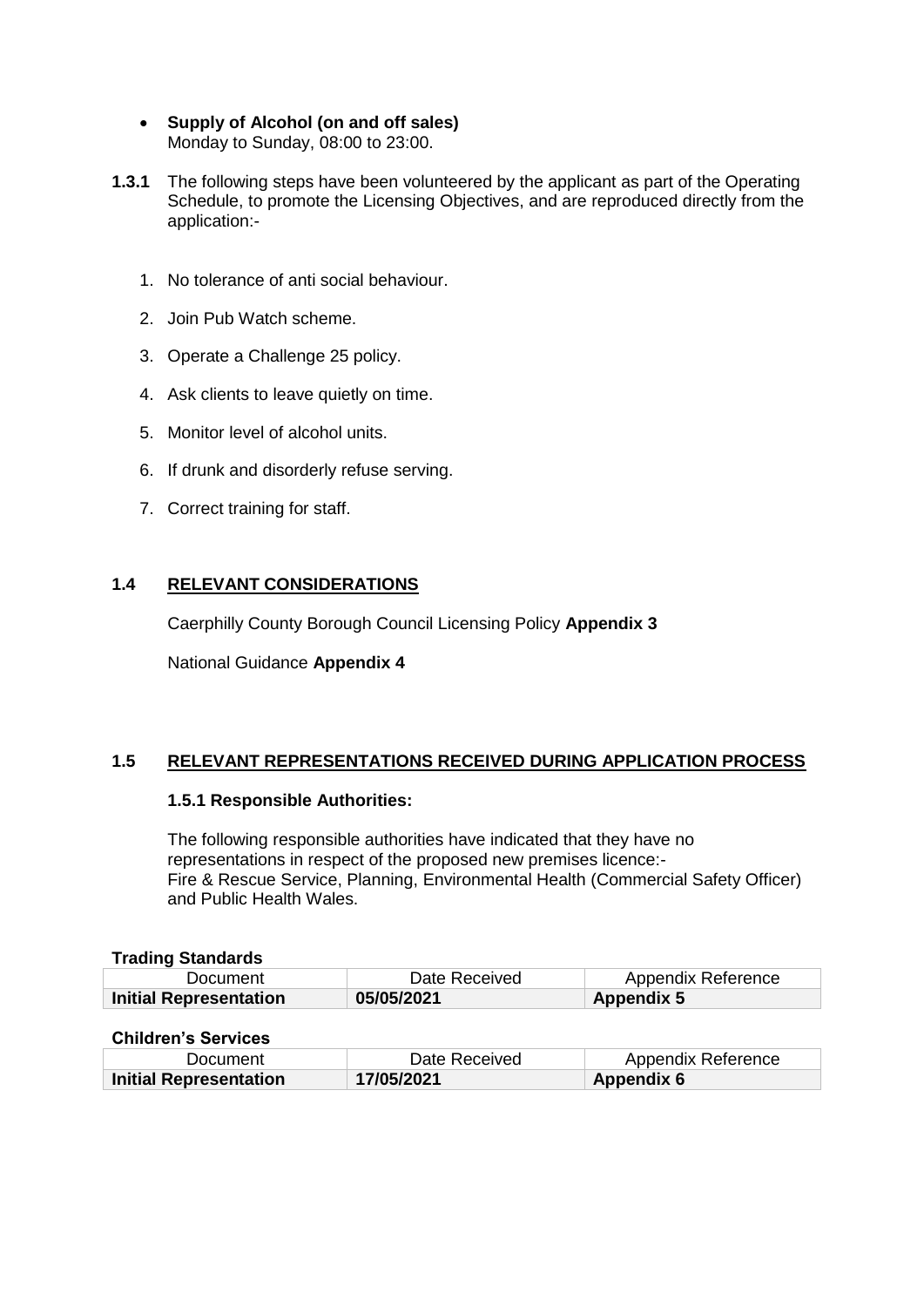- **Supply of Alcohol (on and off sales)**
  Monday to Sunday, 08:00 to 23:00.

**1.3.1** The following steps have been volunteered by the applicant as part of the Operating Schedule, to promote the Licensing Objectives, and are reproduced directly from the application:-

1. No tolerance of anti social behaviour.
2. Join Pub Watch scheme.
3. Operate a Challenge 25 policy.
4. Ask clients to leave quietly on time.
5. Monitor level of alcohol units.
6. If drunk and disorderly refuse serving.
7. Correct training for staff.

## 1.4 RELEVANT CONSIDERATIONS

Caerphilly County Borough Council Licensing Policy **Appendix 3**

National Guidance **Appendix 4**

## 1.5 RELEVANT REPRESENTATIONS RECEIVED DURING APPLICATION PROCESS

### 1.5.1 Responsible Authorities:

The following responsible authorities have indicated that they have no representations in respect of the proposed new premises licence:-
Fire & Rescue Service, Planning, Environmental Health (Commercial Safety Officer) and Public Health Wales.

**Trading Standards**

| Document | Date Received | Appendix Reference |
|---|---|---|
| **Initial Representation** | **05/05/2021** | **Appendix 5** |

**Children's Services**

| Document | Date Received | Appendix Reference |
|---|---|---|
| **Initial Representation** | **17/05/2021** | **Appendix 6** |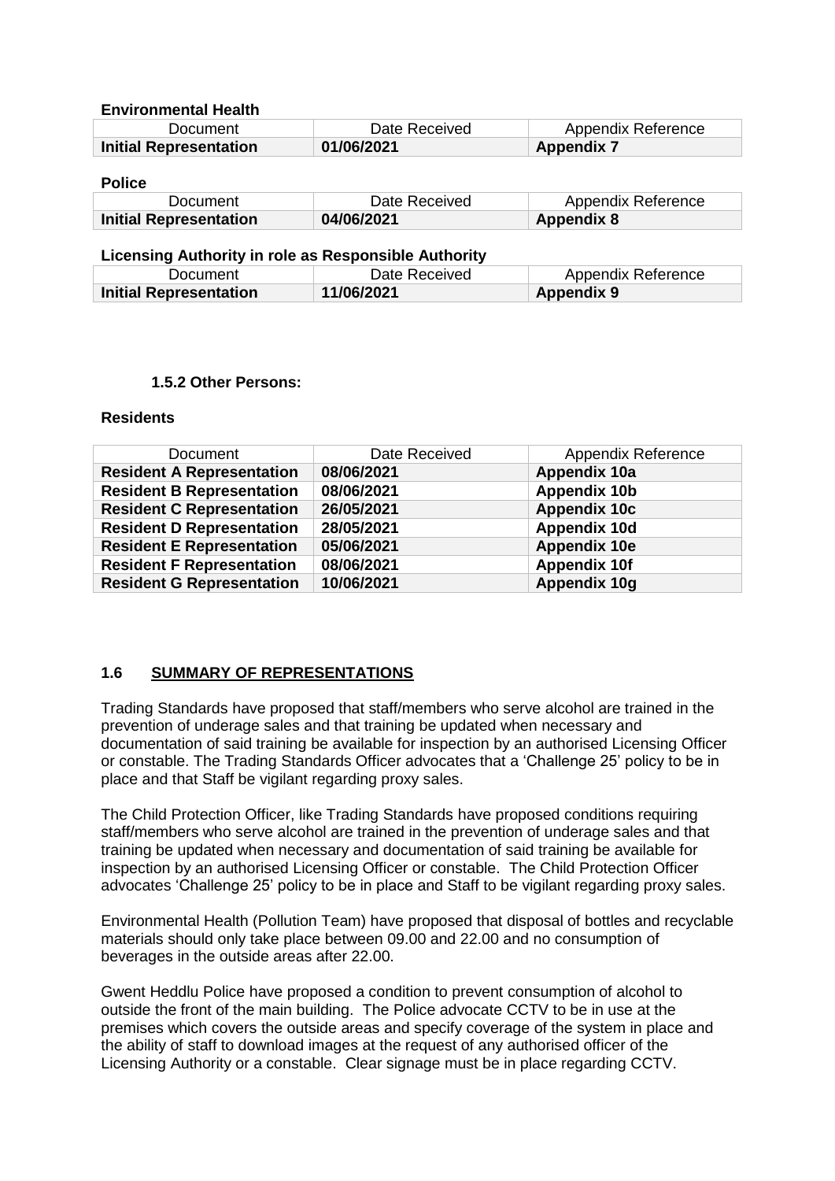**Environmental Health**

| Document | Date Received | Appendix Reference |
| --- | --- | --- |
| **Initial Representation** | **01/06/2021** | **Appendix 7** |

**Police**

| Document | Date Received | Appendix Reference |
| --- | --- | --- |
| **Initial Representation** | **04/06/2021** | **Appendix 8** |

**Licensing Authority in role as Responsible Authority**

| Document | Date Received | Appendix Reference |
| --- | --- | --- |
| **Initial Representation** | **11/06/2021** | **Appendix 9** |

### 1.5.2 Other Persons:

**Residents**

| Document | Date Received | Appendix Reference |
| --- | --- | --- |
| **Resident A Representation** | **08/06/2021** | **Appendix 10a** |
| **Resident B Representation** | **08/06/2021** | **Appendix 10b** |
| **Resident C Representation** | **26/05/2021** | **Appendix 10c** |
| **Resident D Representation** | **28/05/2021** | **Appendix 10d** |
| **Resident E Representation** | **05/06/2021** | **Appendix 10e** |
| **Resident F Representation** | **08/06/2021** | **Appendix 10f** |
| **Resident G Representation** | **10/06/2021** | **Appendix 10g** |

## 1.6 SUMMARY OF REPRESENTATIONS

Trading Standards have proposed that staff/members who serve alcohol are trained in the prevention of underage sales and that training be updated when necessary and documentation of said training be available for inspection by an authorised Licensing Officer or constable. The Trading Standards Officer advocates that a 'Challenge 25' policy to be in place and that Staff be vigilant regarding proxy sales.

The Child Protection Officer, like Trading Standards have proposed conditions requiring staff/members who serve alcohol are trained in the prevention of underage sales and that training be updated when necessary and documentation of said training be available for inspection by an authorised Licensing Officer or constable. The Child Protection Officer advocates 'Challenge 25' policy to be in place and Staff to be vigilant regarding proxy sales.

Environmental Health (Pollution Team) have proposed that disposal of bottles and recyclable materials should only take place between 09.00 and 22.00 and no consumption of beverages in the outside areas after 22.00.

Gwent Heddlu Police have proposed a condition to prevent consumption of alcohol to outside the front of the main building. The Police advocate CCTV to be in use at the premises which covers the outside areas and specify coverage of the system in place and the ability of staff to download images at the request of any authorised officer of the Licensing Authority or a constable. Clear signage must be in place regarding CCTV.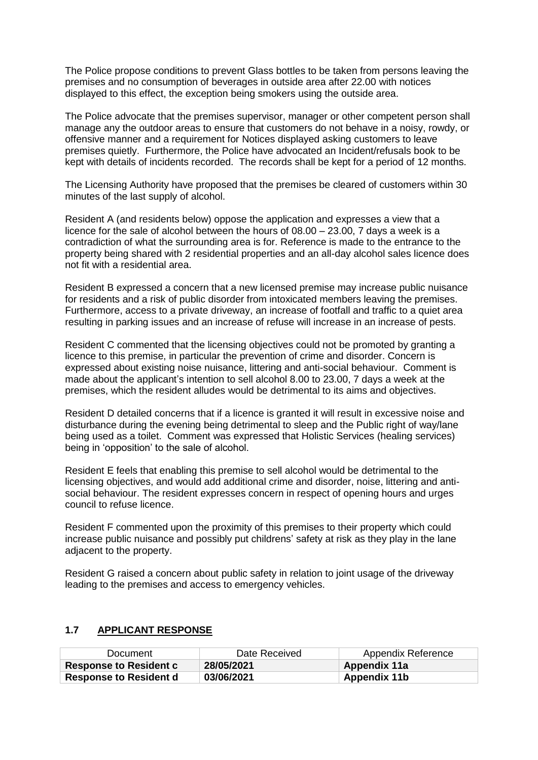The Police propose conditions to prevent Glass bottles to be taken from persons leaving the premises and no consumption of beverages in outside area after 22.00 with notices displayed to this effect, the exception being smokers using the outside area.

The Police advocate that the premises supervisor, manager or other competent person shall manage any the outdoor areas to ensure that customers do not behave in a noisy, rowdy, or offensive manner and a requirement for Notices displayed asking customers to leave premises quietly. Furthermore, the Police have advocated an Incident/refusals book to be kept with details of incidents recorded. The records shall be kept for a period of 12 months.

The Licensing Authority have proposed that the premises be cleared of customers within 30 minutes of the last supply of alcohol.

Resident A (and residents below) oppose the application and expresses a view that a licence for the sale of alcohol between the hours of 08.00 – 23.00, 7 days a week is a contradiction of what the surrounding area is for. Reference is made to the entrance to the property being shared with 2 residential properties and an all-day alcohol sales licence does not fit with a residential area.

Resident B expressed a concern that a new licensed premise may increase public nuisance for residents and a risk of public disorder from intoxicated members leaving the premises. Furthermore, access to a private driveway, an increase of footfall and traffic to a quiet area resulting in parking issues and an increase of refuse will increase in an increase of pests.

Resident C commented that the licensing objectives could not be promoted by granting a licence to this premise, in particular the prevention of crime and disorder. Concern is expressed about existing noise nuisance, littering and anti-social behaviour. Comment is made about the applicant's intention to sell alcohol 8.00 to 23.00, 7 days a week at the premises, which the resident alludes would be detrimental to its aims and objectives.

Resident D detailed concerns that if a licence is granted it will result in excessive noise and disturbance during the evening being detrimental to sleep and the Public right of way/lane being used as a toilet. Comment was expressed that Holistic Services (healing services) being in 'opposition' to the sale of alcohol.

Resident E feels that enabling this premise to sell alcohol would be detrimental to the licensing objectives, and would add additional crime and disorder, noise, littering and anti-social behaviour. The resident expresses concern in respect of opening hours and urges council to refuse licence.

Resident F commented upon the proximity of this premises to their property which could increase public nuisance and possibly put childrens' safety at risk as they play in the lane adjacent to the property.

Resident G raised a concern about public safety in relation to joint usage of the driveway leading to the premises and access to emergency vehicles.

## 1.7 APPLICANT RESPONSE

| Document | Date Received | Appendix Reference |
|---|---|---|
| **Response to Resident c** | **28/05/2021** | **Appendix 11a** |
| **Response to Resident d** | **03/06/2021** | **Appendix 11b** |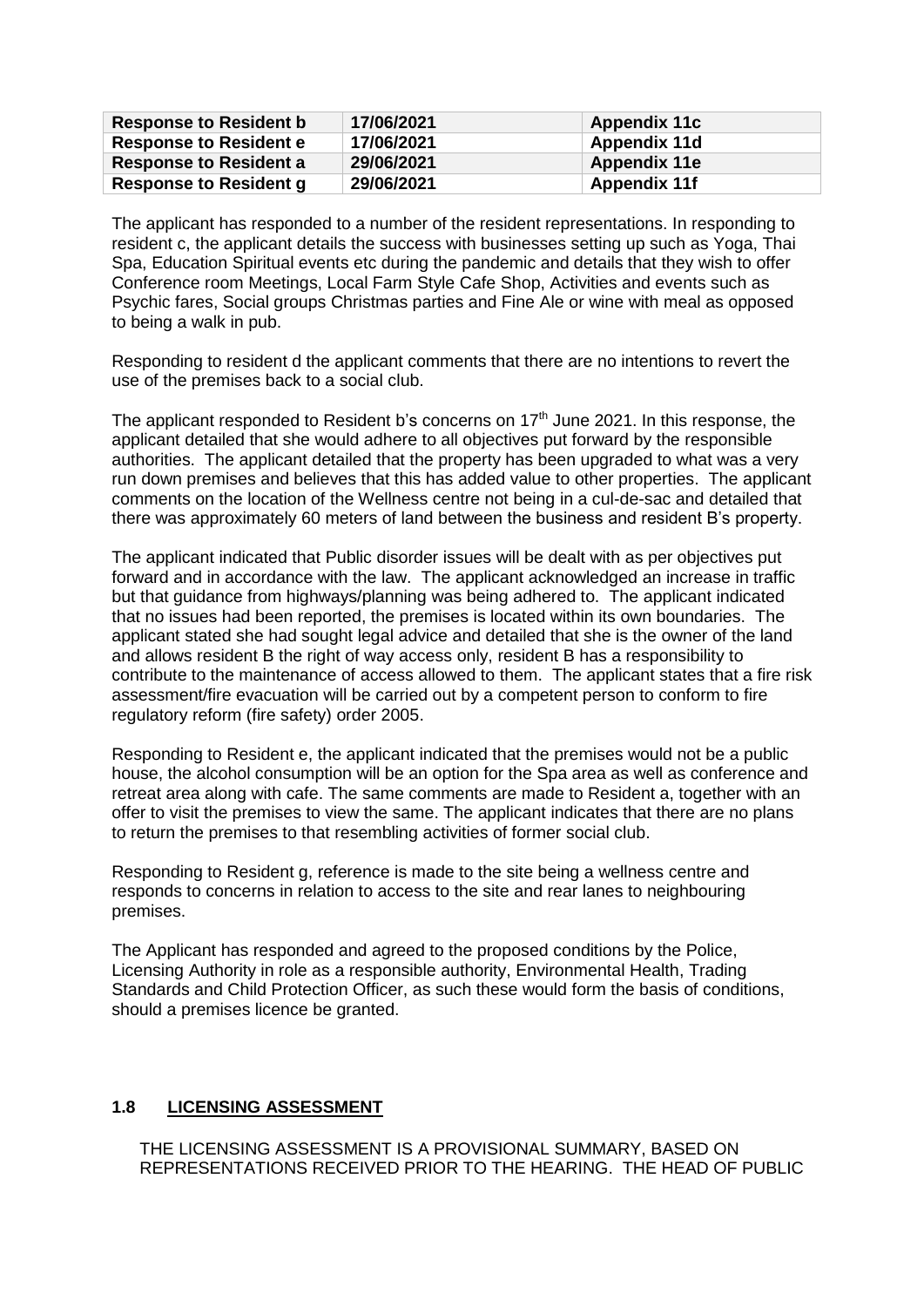| Response to Resident b | 17/06/2021 | Appendix 11c |
|---|---|---|
| Response to Resident e | 17/06/2021 | Appendix 11d |
| Response to Resident a | 29/06/2021 | Appendix 11e |
| Response to Resident g | 29/06/2021 | Appendix 11f |

The applicant has responded to a number of the resident representations. In responding to resident c, the applicant details the success with businesses setting up such as Yoga, Thai Spa, Education Spiritual events etc during the pandemic and details that they wish to offer Conference room Meetings, Local Farm Style Cafe Shop, Activities and events such as Psychic fares, Social groups Christmas parties and Fine Ale or wine with meal as opposed to being a walk in pub.

Responding to resident d the applicant comments that there are no intentions to revert the use of the premises back to a social club.

The applicant responded to Resident b's concerns on 17th June 2021. In this response, the applicant detailed that she would adhere to all objectives put forward by the responsible authorities. The applicant detailed that the property has been upgraded to what was a very run down premises and believes that this has added value to other properties. The applicant comments on the location of the Wellness centre not being in a cul-de-sac and detailed that there was approximately 60 meters of land between the business and resident B's property.

The applicant indicated that Public disorder issues will be dealt with as per objectives put forward and in accordance with the law. The applicant acknowledged an increase in traffic but that guidance from highways/planning was being adhered to. The applicant indicated that no issues had been reported, the premises is located within its own boundaries. The applicant stated she had sought legal advice and detailed that she is the owner of the land and allows resident B the right of way access only, resident B has a responsibility to contribute to the maintenance of access allowed to them. The applicant states that a fire risk assessment/fire evacuation will be carried out by a competent person to conform to fire regulatory reform (fire safety) order 2005.

Responding to Resident e, the applicant indicated that the premises would not be a public house, the alcohol consumption will be an option for the Spa area as well as conference and retreat area along with cafe. The same comments are made to Resident a, together with an offer to visit the premises to view the same. The applicant indicates that there are no plans to return the premises to that resembling activities of former social club.

Responding to Resident g, reference is made to the site being a wellness centre and responds to concerns in relation to access to the site and rear lanes to neighbouring premises.

The Applicant has responded and agreed to the proposed conditions by the Police, Licensing Authority in role as a responsible authority, Environmental Health, Trading Standards and Child Protection Officer, as such these would form the basis of conditions, should a premises licence be granted.

## 1.8 LICENSING ASSESSMENT

THE LICENSING ASSESSMENT IS A PROVISIONAL SUMMARY, BASED ON REPRESENTATIONS RECEIVED PRIOR TO THE HEARING. THE HEAD OF PUBLIC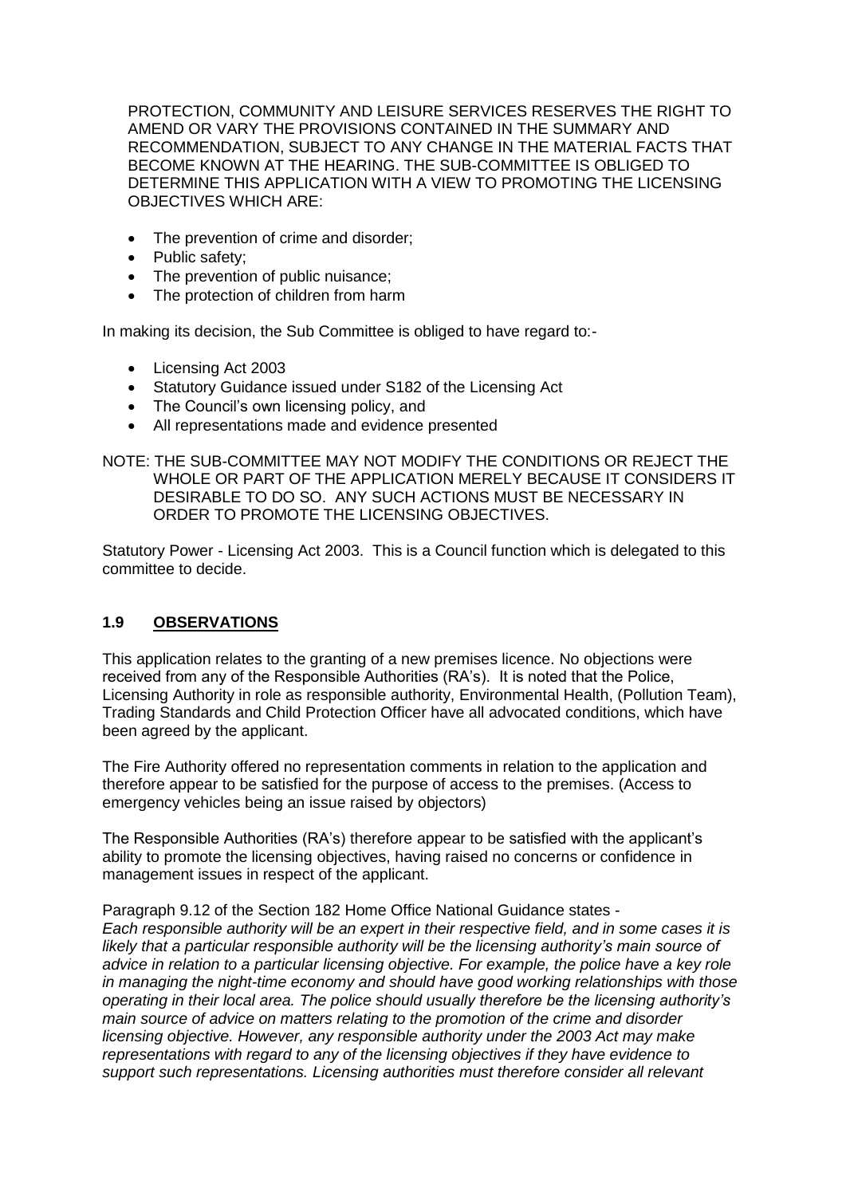PROTECTION, COMMUNITY AND LEISURE SERVICES RESERVES THE RIGHT TO AMEND OR VARY THE PROVISIONS CONTAINED IN THE SUMMARY AND RECOMMENDATION, SUBJECT TO ANY CHANGE IN THE MATERIAL FACTS THAT BECOME KNOWN AT THE HEARING. THE SUB-COMMITTEE IS OBLIGED TO DETERMINE THIS APPLICATION WITH A VIEW TO PROMOTING THE LICENSING OBJECTIVES WHICH ARE:

- The prevention of crime and disorder;
- Public safety;
- The prevention of public nuisance;
- The protection of children from harm

In making its decision, the Sub Committee is obliged to have regard to:-

- Licensing Act 2003
- Statutory Guidance issued under S182 of the Licensing Act
- The Council's own licensing policy, and
- All representations made and evidence presented

NOTE: THE SUB-COMMITTEE MAY NOT MODIFY THE CONDITIONS OR REJECT THE WHOLE OR PART OF THE APPLICATION MERELY BECAUSE IT CONSIDERS IT DESIRABLE TO DO SO. ANY SUCH ACTIONS MUST BE NECESSARY IN ORDER TO PROMOTE THE LICENSING OBJECTIVES.

Statutory Power - Licensing Act 2003. This is a Council function which is delegated to this committee to decide.

## 1.9 OBSERVATIONS

This application relates to the granting of a new premises licence. No objections were received from any of the Responsible Authorities (RA's). It is noted that the Police, Licensing Authority in role as responsible authority, Environmental Health, (Pollution Team), Trading Standards and Child Protection Officer have all advocated conditions, which have been agreed by the applicant.

The Fire Authority offered no representation comments in relation to the application and therefore appear to be satisfied for the purpose of access to the premises. (Access to emergency vehicles being an issue raised by objectors)

The Responsible Authorities (RA's) therefore appear to be satisfied with the applicant's ability to promote the licensing objectives, having raised no concerns or confidence in management issues in respect of the applicant.

Paragraph 9.12 of the Section 182 Home Office National Guidance states -
*Each responsible authority will be an expert in their respective field, and in some cases it is likely that a particular responsible authority will be the licensing authority's main source of advice in relation to a particular licensing objective. For example, the police have a key role in managing the night-time economy and should have good working relationships with those operating in their local area. The police should usually therefore be the licensing authority's main source of advice on matters relating to the promotion of the crime and disorder licensing objective. However, any responsible authority under the 2003 Act may make representations with regard to any of the licensing objectives if they have evidence to support such representations. Licensing authorities must therefore consider all relevant*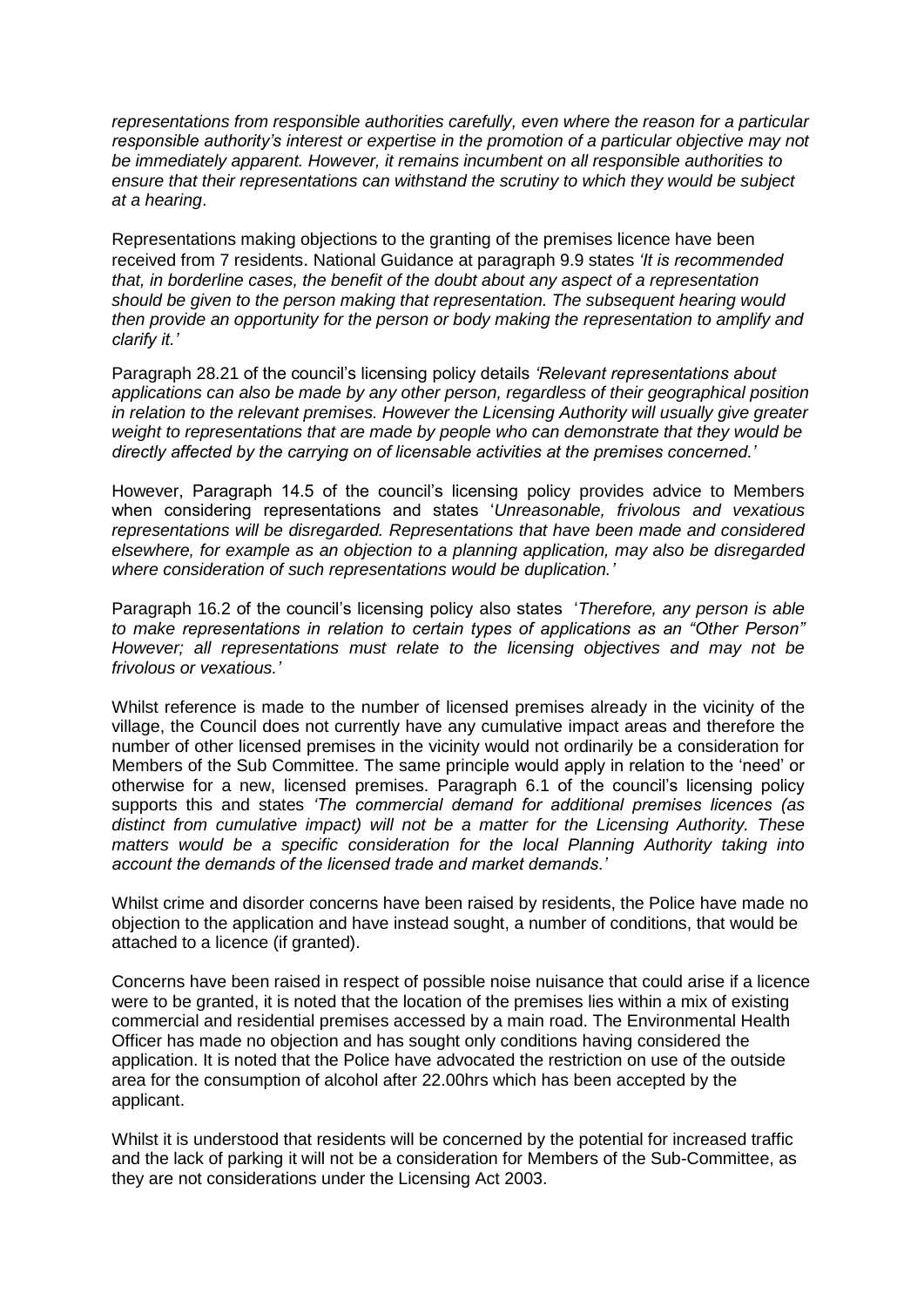*representations from responsible authorities carefully, even where the reason for a particular responsible authority's interest or expertise in the promotion of a particular objective may not be immediately apparent. However, it remains incumbent on all responsible authorities to ensure that their representations can withstand the scrutiny to which they would be subject at a hearing*.

Representations making objections to the granting of the premises licence have been received from 7 residents. National Guidance at paragraph 9.9 states *'It is recommended that, in borderline cases, the benefit of the doubt about any aspect of a representation should be given to the person making that representation. The subsequent hearing would then provide an opportunity for the person or body making the representation to amplify and clarify it.'*

Paragraph 28.21 of the council's licensing policy details *'Relevant representations about applications can also be made by any other person, regardless of their geographical position in relation to the relevant premises. However the Licensing Authority will usually give greater weight to representations that are made by people who can demonstrate that they would be directly affected by the carrying on of licensable activities at the premises concerned.'*

However, Paragraph 14.5 of the council's licensing policy provides advice to Members when considering representations and states '*Unreasonable, frivolous and vexatious representations will be disregarded. Representations that have been made and considered elsewhere, for example as an objection to a planning application, may also be disregarded where consideration of such representations would be duplication.'*

Paragraph 16.2 of the council's licensing policy also states '*Therefore, any person is able to make representations in relation to certain types of applications as an "Other Person" However; all representations must relate to the licensing objectives and may not be frivolous or vexatious.'*

Whilst reference is made to the number of licensed premises already in the vicinity of the village, the Council does not currently have any cumulative impact areas and therefore the number of other licensed premises in the vicinity would not ordinarily be a consideration for Members of the Sub Committee. The same principle would apply in relation to the 'need' or otherwise for a new, licensed premises. Paragraph 6.1 of the council's licensing policy supports this and states *'The commercial demand for additional premises licences (as distinct from cumulative impact) will not be a matter for the Licensing Authority. These matters would be a specific consideration for the local Planning Authority taking into account the demands of the licensed trade and market demands.'*

Whilst crime and disorder concerns have been raised by residents, the Police have made no objection to the application and have instead sought, a number of conditions, that would be attached to a licence (if granted).

Concerns have been raised in respect of possible noise nuisance that could arise if a licence were to be granted, it is noted that the location of the premises lies within a mix of existing commercial and residential premises accessed by a main road. The Environmental Health Officer has made no objection and has sought only conditions having considered the application. It is noted that the Police have advocated the restriction on use of the outside area for the consumption of alcohol after 22.00hrs which has been accepted by the applicant.

Whilst it is understood that residents will be concerned by the potential for increased traffic and the lack of parking it will not be a consideration for Members of the Sub-Committee, as they are not considerations under the Licensing Act 2003.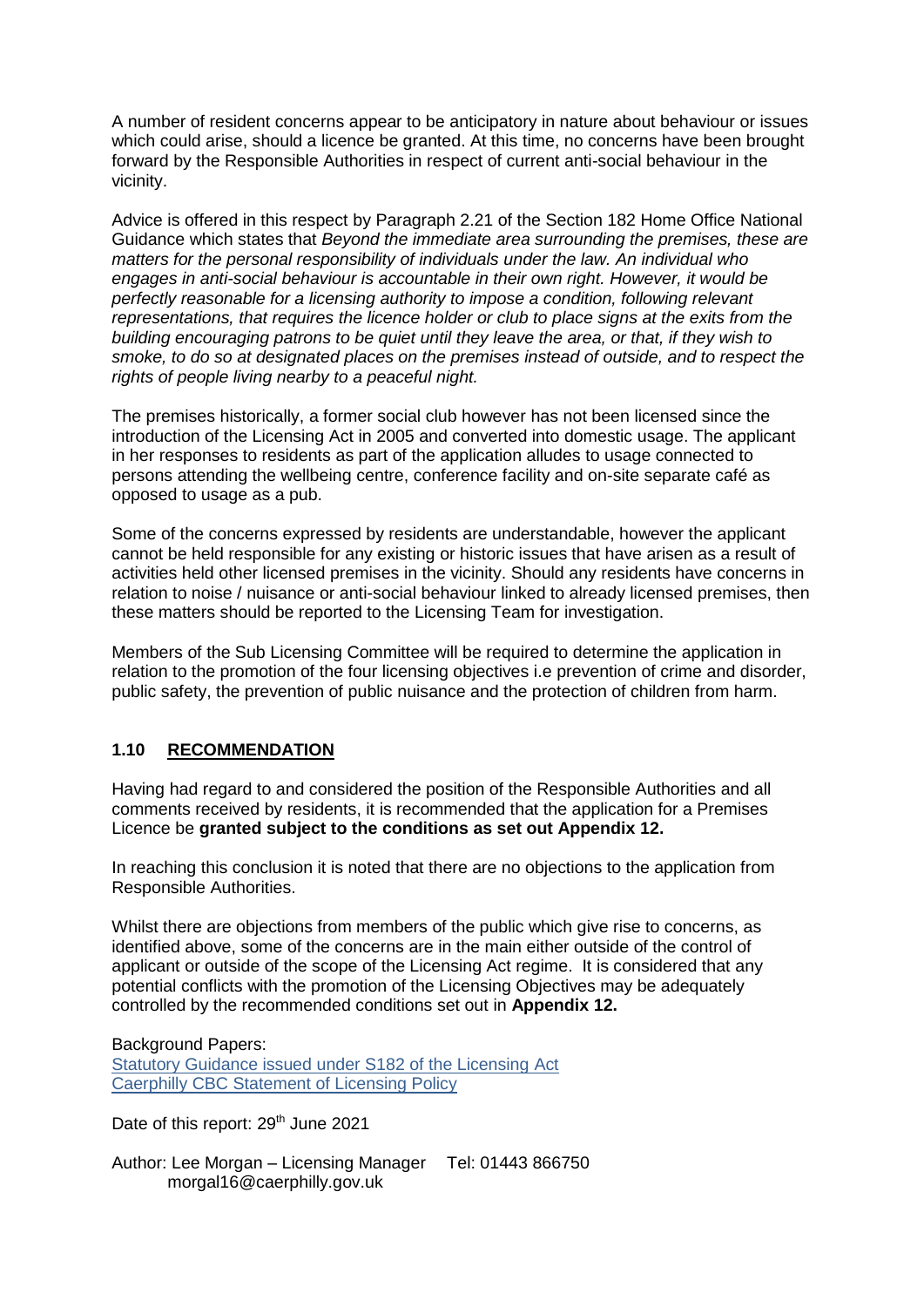A number of resident concerns appear to be anticipatory in nature about behaviour or issues which could arise, should a licence be granted. At this time, no concerns have been brought forward by the Responsible Authorities in respect of current anti-social behaviour in the vicinity.

Advice is offered in this respect by Paragraph 2.21 of the Section 182 Home Office National Guidance which states that *Beyond the immediate area surrounding the premises, these are matters for the personal responsibility of individuals under the law. An individual who engages in anti-social behaviour is accountable in their own right. However, it would be perfectly reasonable for a licensing authority to impose a condition, following relevant representations, that requires the licence holder or club to place signs at the exits from the building encouraging patrons to be quiet until they leave the area, or that, if they wish to smoke, to do so at designated places on the premises instead of outside, and to respect the rights of people living nearby to a peaceful night.*

The premises historically, a former social club however has not been licensed since the introduction of the Licensing Act in 2005 and converted into domestic usage. The applicant in her responses to residents as part of the application alludes to usage connected to persons attending the wellbeing centre, conference facility and on-site separate café as opposed to usage as a pub.

Some of the concerns expressed by residents are understandable, however the applicant cannot be held responsible for any existing or historic issues that have arisen as a result of activities held other licensed premises in the vicinity. Should any residents have concerns in relation to noise / nuisance or anti-social behaviour linked to already licensed premises, then these matters should be reported to the Licensing Team for investigation.

Members of the Sub Licensing Committee will be required to determine the application in relation to the promotion of the four licensing objectives i.e prevention of crime and disorder, public safety, the prevention of public nuisance and the protection of children from harm.

## 1.10 RECOMMENDATION

Having had regard to and considered the position of the Responsible Authorities and all comments received by residents, it is recommended that the application for a Premises Licence be **granted subject to the conditions as set out Appendix 12.**

In reaching this conclusion it is noted that there are no objections to the application from Responsible Authorities.

Whilst there are objections from members of the public which give rise to concerns, as identified above, some of the concerns are in the main either outside of the control of applicant or outside of the scope of the Licensing Act regime. It is considered that any potential conflicts with the promotion of the Licensing Objectives may be adequately controlled by the recommended conditions set out in **Appendix 12.**

Background Papers:
Statutory Guidance issued under S182 of the Licensing Act
Caerphilly CBC Statement of Licensing Policy

Date of this report: 29th June 2021

Author: Lee Morgan – Licensing Manager Tel: 01443 866750
morgal16@caerphilly.gov.uk